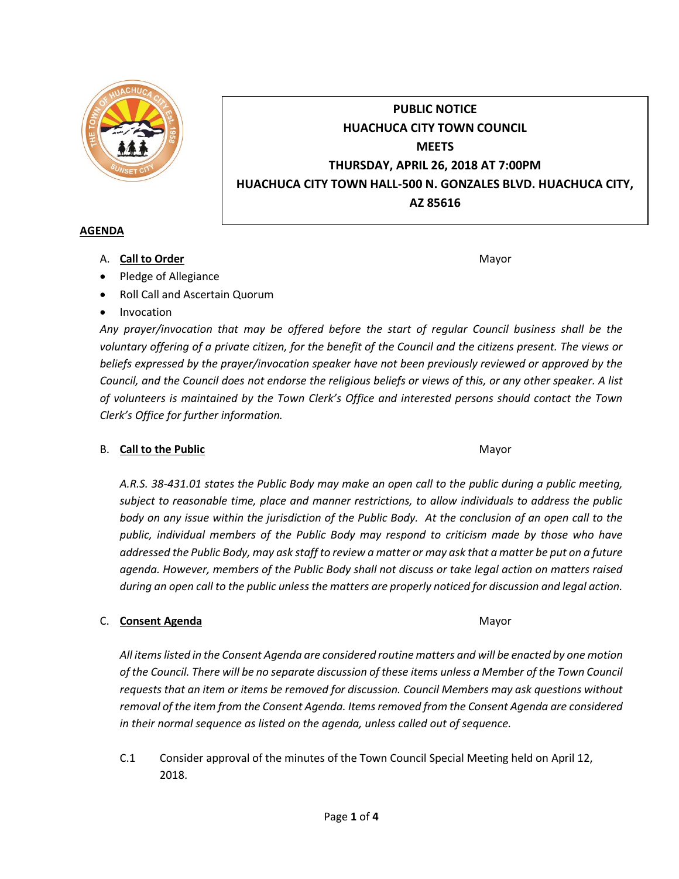**PUBLIC NOTICE**
**HUACHUCA CITY TOWN COUNCIL**
**MEETS**
**THURSDAY, APRIL 26, 2018 AT 7:00PM**
**HUACHUCA CITY TOWN HALL-500 N. GONZALES BLVD. HUACHUCA CITY, AZ 85616**

## AGENDA

A. **Call to Order** — Mayor

- Pledge of Allegiance
- Roll Call and Ascertain Quorum
- Invocation

*Any prayer/invocation that may be offered before the start of regular Council business shall be the voluntary offering of a private citizen, for the benefit of the Council and the citizens present. The views or beliefs expressed by the prayer/invocation speaker have not been previously reviewed or approved by the Council, and the Council does not endorse the religious beliefs or views of this, or any other speaker. A list of volunteers is maintained by the Town Clerk's Office and interested persons should contact the Town Clerk's Office for further information.*

B. **Call to the Public** — Mayor

*A.R.S. 38-431.01 states the Public Body may make an open call to the public during a public meeting, subject to reasonable time, place and manner restrictions, to allow individuals to address the public body on any issue within the jurisdiction of the Public Body. At the conclusion of an open call to the public, individual members of the Public Body may respond to criticism made by those who have addressed the Public Body, may ask staff to review a matter or may ask that a matter be put on a future agenda. However, members of the Public Body shall not discuss or take legal action on matters raised during an open call to the public unless the matters are properly noticed for discussion and legal action.*

C. **Consent Agenda** — Mayor

*All items listed in the Consent Agenda are considered routine matters and will be enacted by one motion of the Council. There will be no separate discussion of these items unless a Member of the Town Council requests that an item or items be removed for discussion. Council Members may ask questions without removal of the item from the Consent Agenda. Items removed from the Consent Agenda are considered in their normal sequence as listed on the agenda, unless called out of sequence.*

C.1 Consider approval of the minutes of the Town Council Special Meeting held on April 12, 2018.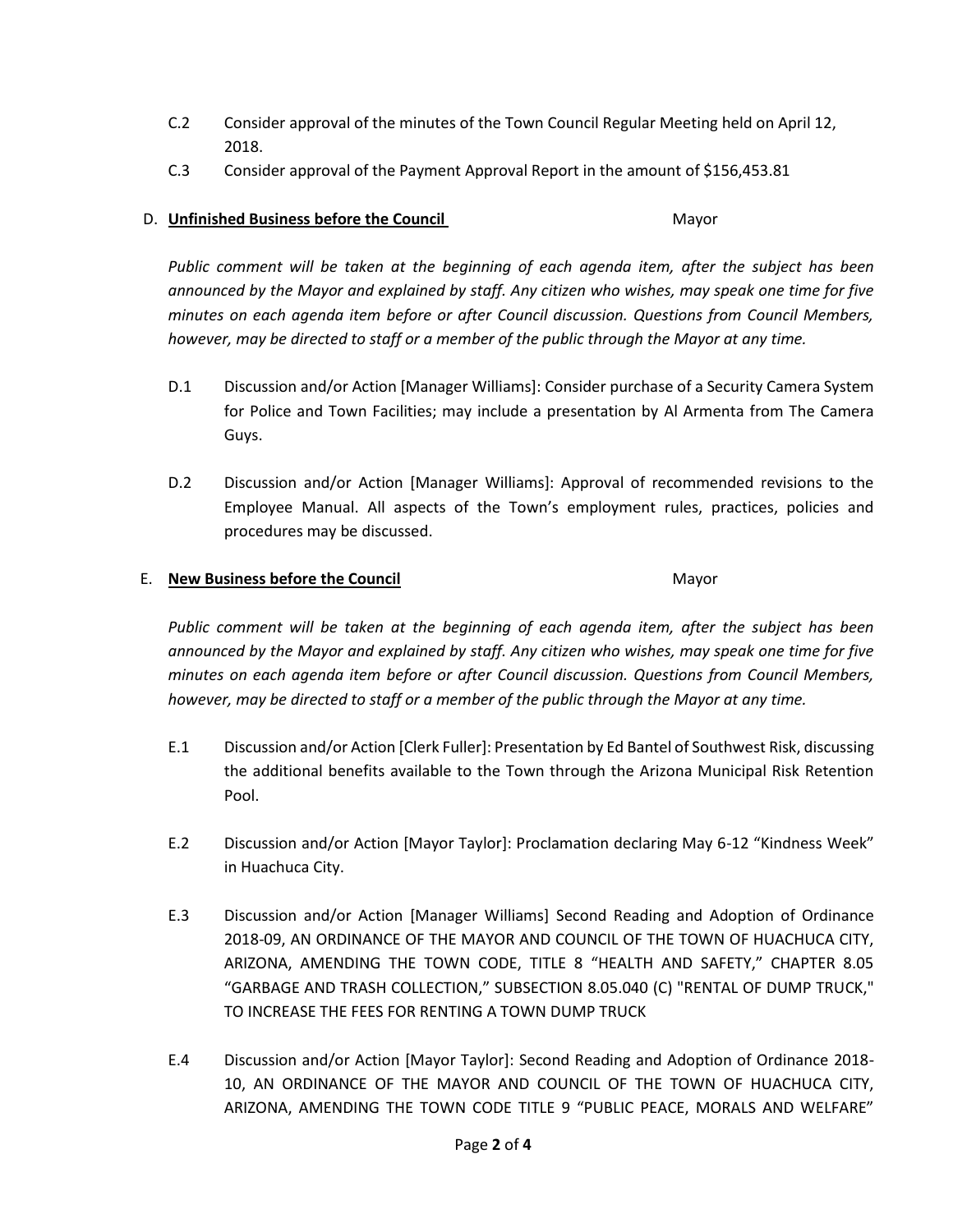C.2 Consider approval of the minutes of the Town Council Regular Meeting held on April 12, 2018.

C.3 Consider approval of the Payment Approval Report in the amount of $156,453.81

D. **Unfinished Business before the Council** Mayor

*Public comment will be taken at the beginning of each agenda item, after the subject has been announced by the Mayor and explained by staff. Any citizen who wishes, may speak one time for five minutes on each agenda item before or after Council discussion. Questions from Council Members, however, may be directed to staff or a member of the public through the Mayor at any time.*

D.1 Discussion and/or Action [Manager Williams]: Consider purchase of a Security Camera System for Police and Town Facilities; may include a presentation by Al Armenta from The Camera Guys.

D.2 Discussion and/or Action [Manager Williams]: Approval of recommended revisions to the Employee Manual. All aspects of the Town's employment rules, practices, policies and procedures may be discussed.

E. **New Business before the Council** Mayor

*Public comment will be taken at the beginning of each agenda item, after the subject has been announced by the Mayor and explained by staff. Any citizen who wishes, may speak one time for five minutes on each agenda item before or after Council discussion. Questions from Council Members, however, may be directed to staff or a member of the public through the Mayor at any time.*

E.1 Discussion and/or Action [Clerk Fuller]: Presentation by Ed Bantel of Southwest Risk, discussing the additional benefits available to the Town through the Arizona Municipal Risk Retention Pool.

E.2 Discussion and/or Action [Mayor Taylor]: Proclamation declaring May 6-12 "Kindness Week" in Huachuca City.

E.3 Discussion and/or Action [Manager Williams] Second Reading and Adoption of Ordinance 2018-09, AN ORDINANCE OF THE MAYOR AND COUNCIL OF THE TOWN OF HUACHUCA CITY, ARIZONA, AMENDING THE TOWN CODE, TITLE 8 "HEALTH AND SAFETY," CHAPTER 8.05 "GARBAGE AND TRASH COLLECTION," SUBSECTION 8.05.040 (C) "RENTAL OF DUMP TRUCK," TO INCREASE THE FEES FOR RENTING A TOWN DUMP TRUCK

E.4 Discussion and/or Action [Mayor Taylor]: Second Reading and Adoption of Ordinance 2018-10, AN ORDINANCE OF THE MAYOR AND COUNCIL OF THE TOWN OF HUACHUCA CITY, ARIZONA, AMENDING THE TOWN CODE TITLE 9 "PUBLIC PEACE, MORALS AND WELFARE"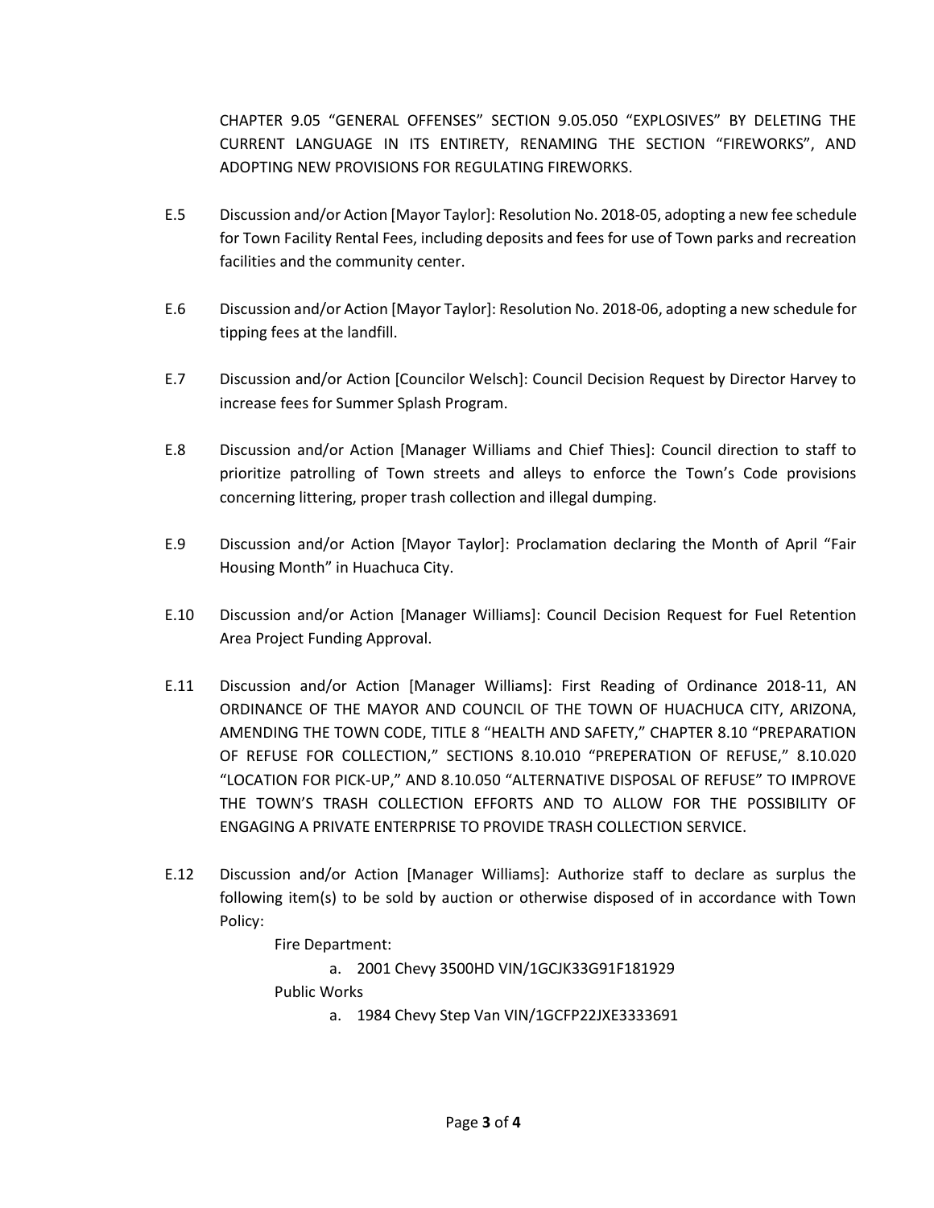CHAPTER 9.05 "GENERAL OFFENSES" SECTION 9.05.050 "EXPLOSIVES" BY DELETING THE CURRENT LANGUAGE IN ITS ENTIRETY, RENAMING THE SECTION "FIREWORKS", AND ADOPTING NEW PROVISIONS FOR REGULATING FIREWORKS.

E.5 Discussion and/or Action [Mayor Taylor]: Resolution No. 2018-05, adopting a new fee schedule for Town Facility Rental Fees, including deposits and fees for use of Town parks and recreation facilities and the community center.

E.6 Discussion and/or Action [Mayor Taylor]: Resolution No. 2018-06, adopting a new schedule for tipping fees at the landfill.

E.7 Discussion and/or Action [Councilor Welsch]: Council Decision Request by Director Harvey to increase fees for Summer Splash Program.

E.8 Discussion and/or Action [Manager Williams and Chief Thies]: Council direction to staff to prioritize patrolling of Town streets and alleys to enforce the Town's Code provisions concerning littering, proper trash collection and illegal dumping.

E.9 Discussion and/or Action [Mayor Taylor]: Proclamation declaring the Month of April "Fair Housing Month" in Huachuca City.

E.10 Discussion and/or Action [Manager Williams]: Council Decision Request for Fuel Retention Area Project Funding Approval.

E.11 Discussion and/or Action [Manager Williams]: First Reading of Ordinance 2018-11, AN ORDINANCE OF THE MAYOR AND COUNCIL OF THE TOWN OF HUACHUCA CITY, ARIZONA, AMENDING THE TOWN CODE, TITLE 8 "HEALTH AND SAFETY," CHAPTER 8.10 "PREPARATION OF REFUSE FOR COLLECTION," SECTIONS 8.10.010 "PREPERATION OF REFUSE," 8.10.020 "LOCATION FOR PICK-UP," AND 8.10.050 "ALTERNATIVE DISPOSAL OF REFUSE" TO IMPROVE THE TOWN'S TRASH COLLECTION EFFORTS AND TO ALLOW FOR THE POSSIBILITY OF ENGAGING A PRIVATE ENTERPRISE TO PROVIDE TRASH COLLECTION SERVICE.

E.12 Discussion and/or Action [Manager Williams]: Authorize staff to declare as surplus the following item(s) to be sold by auction or otherwise disposed of in accordance with Town Policy:

Fire Department:

a. 2001 Chevy 3500HD VIN/1GCJK33G91F181929

Public Works

a. 1984 Chevy Step Van VIN/1GCFP22JXE3333691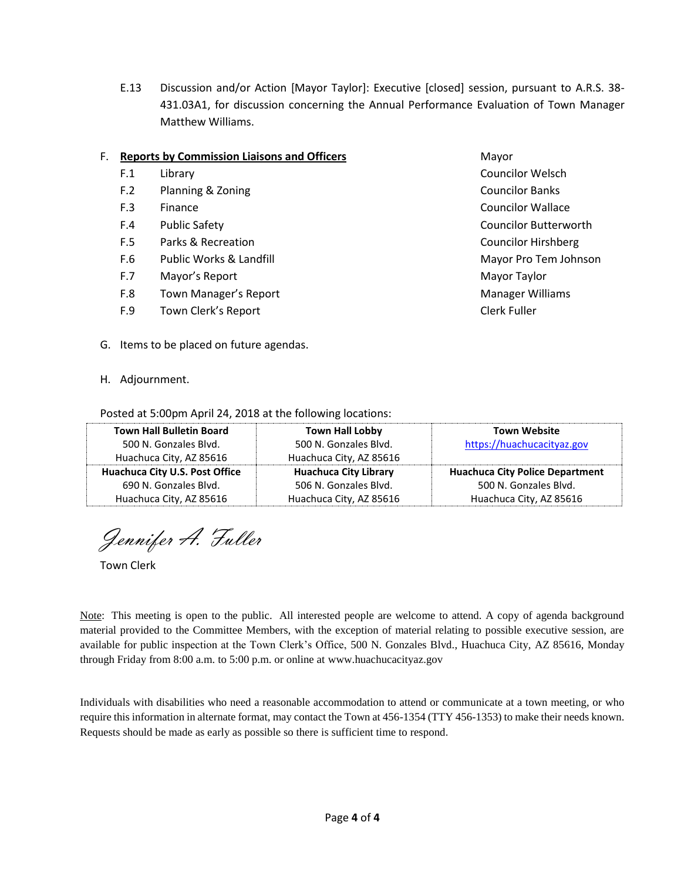E.13 Discussion and/or Action [Mayor Taylor]: Executive [closed] session, pursuant to A.R.S. 38-431.03A1, for discussion concerning the Annual Performance Evaluation of Town Manager Matthew Williams.

F. **Reports by Commission Liaisons and Officers** — Mayor

| | | |
|---|---|---|
| F.1 | Library | Councilor Welsch |
| F.2 | Planning & Zoning | Councilor Banks |
| F.3 | Finance | Councilor Wallace |
| F.4 | Public Safety | Councilor Butterworth |
| F.5 | Parks & Recreation | Councilor Hirshberg |
| F.6 | Public Works & Landfill | Mayor Pro Tem Johnson |
| F.7 | Mayor's Report | Mayor Taylor |
| F.8 | Town Manager's Report | Manager Williams |
| F.9 | Town Clerk's Report | Clerk Fuller |

G. Items to be placed on future agendas.

H. Adjournment.

Posted at 5:00pm April 24, 2018 at the following locations:

| | | |
|---|---|---|
| **Town Hall Bulletin Board**<br>500 N. Gonzales Blvd.<br>Huachuca City, AZ 85616 | **Town Hall Lobby**<br>500 N. Gonzales Blvd.<br>Huachuca City, AZ 85616 | **Town Website**<br>https://huachucacityaz.gov |
| **Huachuca City U.S. Post Office**<br>690 N. Gonzales Blvd.<br>Huachuca City, AZ 85616 | **Huachuca City Library**<br>506 N. Gonzales Blvd.<br>Huachuca City, AZ 85616 | **Huachuca City Police Department**<br>500 N. Gonzales Blvd.<br>Huachuca City, AZ 85616 |

*Jennifer A. Fuller*

Town Clerk

Note: This meeting is open to the public. All interested people are welcome to attend. A copy of agenda background material provided to the Committee Members, with the exception of material relating to possible executive session, are available for public inspection at the Town Clerk's Office, 500 N. Gonzales Blvd., Huachuca City, AZ 85616, Monday through Friday from 8:00 a.m. to 5:00 p.m. or online at www.huachucacityaz.gov

Individuals with disabilities who need a reasonable accommodation to attend or communicate at a town meeting, or who require this information in alternate format, may contact the Town at 456-1354 (TTY 456-1353) to make their needs known. Requests should be made as early as possible so there is sufficient time to respond.